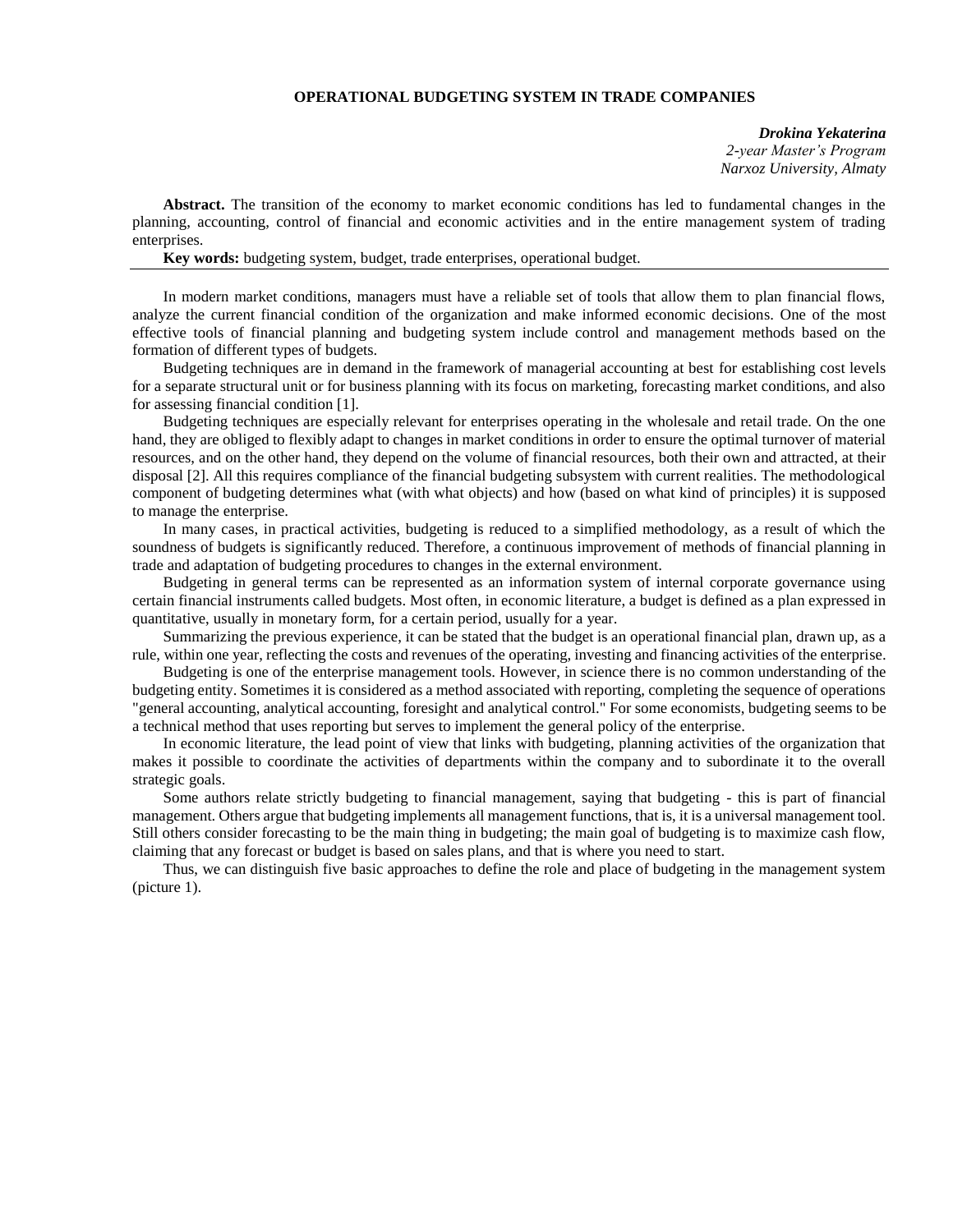# OPERATIONAL BUDGETING SYSTEM IN TRADE COMPANIES

***Drokina Yekaterina***
*2-year Master's Program*
*Narxoz University, Almaty*

**Abstract.** The transition of the economy to market economic conditions has led to fundamental changes in the planning, accounting, control of financial and economic activities and in the entire management system of trading enterprises.

**Key words:** budgeting system, budget, trade enterprises, operational budget.

---

In modern market conditions, managers must have a reliable set of tools that allow them to plan financial flows, analyze the current financial condition of the organization and make informed economic decisions. One of the most effective tools of financial planning and budgeting system include control and management methods based on the formation of different types of budgets.

Budgeting techniques are in demand in the framework of managerial accounting at best for establishing cost levels for a separate structural unit or for business planning with its focus on marketing, forecasting market conditions, and also for assessing financial condition [1].

Budgeting techniques are especially relevant for enterprises operating in the wholesale and retail trade. On the one hand, they are obliged to flexibly adapt to changes in market conditions in order to ensure the optimal turnover of material resources, and on the other hand, they depend on the volume of financial resources, both their own and attracted, at their disposal [2]. All this requires compliance of the financial budgeting subsystem with current realities. The methodological component of budgeting determines what (with what objects) and how (based on what kind of principles) it is supposed to manage the enterprise.

In many cases, in practical activities, budgeting is reduced to a simplified methodology, as a result of which the soundness of budgets is significantly reduced. Therefore, a continuous improvement of methods of financial planning in trade and adaptation of budgeting procedures to changes in the external environment.

Budgeting in general terms can be represented as an information system of internal corporate governance using certain financial instruments called budgets. Most often, in economic literature, a budget is defined as a plan expressed in quantitative, usually in monetary form, for a certain period, usually for a year.

Summarizing the previous experience, it can be stated that the budget is an operational financial plan, drawn up, as a rule, within one year, reflecting the costs and revenues of the operating, investing and financing activities of the enterprise.

Budgeting is one of the enterprise management tools. However, in science there is no common understanding of the budgeting entity. Sometimes it is considered as a method associated with reporting, completing the sequence of operations "general accounting, analytical accounting, foresight and analytical control." For some economists, budgeting seems to be a technical method that uses reporting but serves to implement the general policy of the enterprise.

In economic literature, the lead point of view that links with budgeting, planning activities of the organization that makes it possible to coordinate the activities of departments within the company and to subordinate it to the overall strategic goals.

Some authors relate strictly budgeting to financial management, saying that budgeting - this is part of financial management. Others argue that budgeting implements all management functions, that is, it is a universal management tool. Still others consider forecasting to be the main thing in budgeting; the main goal of budgeting is to maximize cash flow, claiming that any forecast or budget is based on sales plans, and that is where you need to start.

Thus, we can distinguish five basic approaches to define the role and place of budgeting in the management system (picture 1).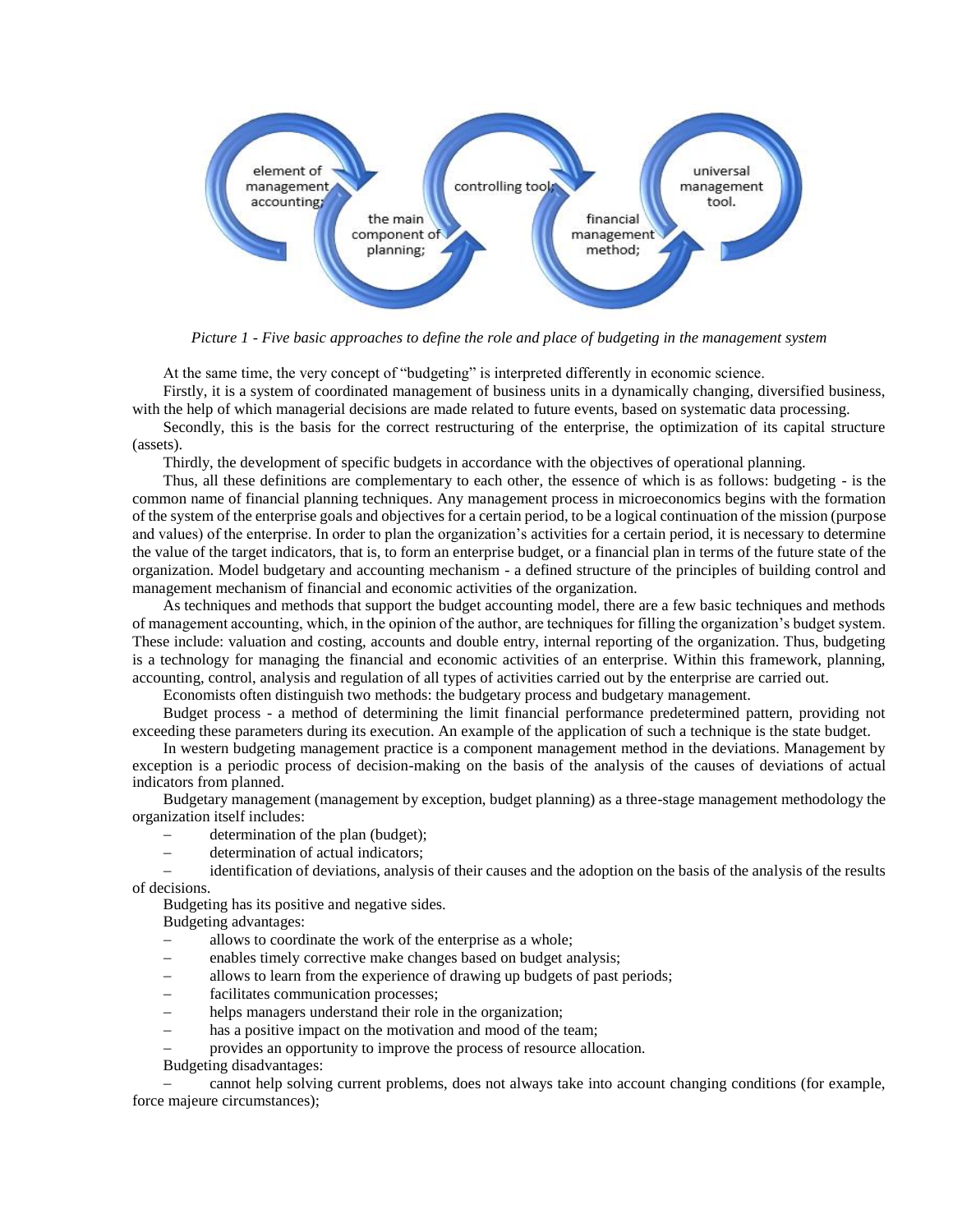element of management accounting; the main component of planning; controlling tool; financial management method; universal management tool.

*Picture 1 - Five basic approaches to define the role and place of budgeting in the management system*

At the same time, the very concept of "budgeting" is interpreted differently in economic science.

Firstly, it is a system of coordinated management of business units in a dynamically changing, diversified business, with the help of which managerial decisions are made related to future events, based on systematic data processing.

Secondly, this is the basis for the correct restructuring of the enterprise, the optimization of its capital structure (assets).

Thirdly, the development of specific budgets in accordance with the objectives of operational planning.

Thus, all these definitions are complementary to each other, the essence of which is as follows: budgeting - is the common name of financial planning techniques. Any management process in microeconomics begins with the formation of the system of the enterprise goals and objectives for a certain period, to be a logical continuation of the mission (purpose and values) of the enterprise. In order to plan the organization's activities for a certain period, it is necessary to determine the value of the target indicators, that is, to form an enterprise budget, or a financial plan in terms of the future state of the organization. Model budgetary and accounting mechanism - a defined structure of the principles of building control and management mechanism of financial and economic activities of the organization.

As techniques and methods that support the budget accounting model, there are a few basic techniques and methods of management accounting, which, in the opinion of the author, are techniques for filling the organization's budget system. These include: valuation and costing, accounts and double entry, internal reporting of the organization. Thus, budgeting is a technology for managing the financial and economic activities of an enterprise. Within this framework, planning, accounting, control, analysis and regulation of all types of activities carried out by the enterprise are carried out.

Economists often distinguish two methods: the budgetary process and budgetary management.

Budget process - a method of determining the limit financial performance predetermined pattern, providing not exceeding these parameters during its execution. An example of the application of such a technique is the state budget.

In western budgeting management practice is a component management method in the deviations. Management by exception is a periodic process of decision-making on the basis of the analysis of the causes of deviations of actual indicators from planned.

Budgetary management (management by exception, budget planning) as a three-stage management methodology the organization itself includes:

- determination of the plan (budget);
- determination of actual indicators;
- identification of deviations, analysis of their causes and the adoption on the basis of the analysis of the results of decisions.

Budgeting has its positive and negative sides.

Budgeting advantages:

- allows to coordinate the work of the enterprise as a whole;
- enables timely corrective make changes based on budget analysis;
- allows to learn from the experience of drawing up budgets of past periods;
- facilitates communication processes;
- helps managers understand their role in the organization;
- has a positive impact on the motivation and mood of the team;
- provides an opportunity to improve the process of resource allocation.

Budgeting disadvantages:

- cannot help solving current problems, does not always take into account changing conditions (for example, force majeure circumstances);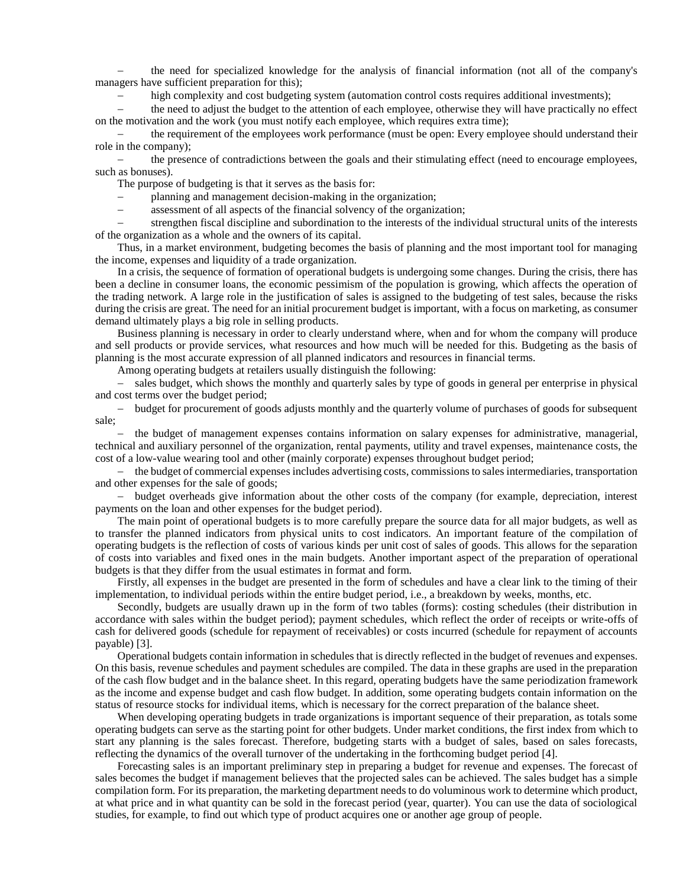– the need for specialized knowledge for the analysis of financial information (not all of the company's managers have sufficient preparation for this);

– high complexity and cost budgeting system (automation control costs requires additional investments);

– the need to adjust the budget to the attention of each employee, otherwise they will have practically no effect on the motivation and the work (you must notify each employee, which requires extra time);

– the requirement of the employees work performance (must be open: Every employee should understand their role in the company);

– the presence of contradictions between the goals and their stimulating effect (need to encourage employees, such as bonuses).

The purpose of budgeting is that it serves as the basis for:

– planning and management decision-making in the organization;

– assessment of all aspects of the financial solvency of the organization;

– strengthen fiscal discipline and subordination to the interests of the individual structural units of the interests of the organization as a whole and the owners of its capital.

Thus, in a market environment, budgeting becomes the basis of planning and the most important tool for managing the income, expenses and liquidity of a trade organization.

In a crisis, the sequence of formation of operational budgets is undergoing some changes. During the crisis, there has been a decline in consumer loans, the economic pessimism of the population is growing, which affects the operation of the trading network. A large role in the justification of sales is assigned to the budgeting of test sales, because the risks during the crisis are great. The need for an initial procurement budget is important, with a focus on marketing, as consumer demand ultimately plays a big role in selling products.

Business planning is necessary in order to clearly understand where, when and for whom the company will produce and sell products or provide services, what resources and how much will be needed for this. Budgeting as the basis of planning is the most accurate expression of all planned indicators and resources in financial terms.

Among operating budgets at retailers usually distinguish the following:

– sales budget, which shows the monthly and quarterly sales by type of goods in general per enterprise in physical and cost terms over the budget period;

– budget for procurement of goods adjusts monthly and the quarterly volume of purchases of goods for subsequent sale;

– the budget of management expenses contains information on salary expenses for administrative, managerial, technical and auxiliary personnel of the organization, rental payments, utility and travel expenses, maintenance costs, the cost of a low-value wearing tool and other (mainly corporate) expenses throughout budget period;

– the budget of commercial expenses includes advertising costs, commissions to sales intermediaries, transportation and other expenses for the sale of goods;

– budget overheads give information about the other costs of the company (for example, depreciation, interest payments on the loan and other expenses for the budget period).

The main point of operational budgets is to more carefully prepare the source data for all major budgets, as well as to transfer the planned indicators from physical units to cost indicators. An important feature of the compilation of operating budgets is the reflection of costs of various kinds per unit cost of sales of goods. This allows for the separation of costs into variables and fixed ones in the main budgets. Another important aspect of the preparation of operational budgets is that they differ from the usual estimates in format and form.

Firstly, all expenses in the budget are presented in the form of schedules and have a clear link to the timing of their implementation, to individual periods within the entire budget period, i.e., a breakdown by weeks, months, etc.

Secondly, budgets are usually drawn up in the form of two tables (forms): costing schedules (their distribution in accordance with sales within the budget period); payment schedules, which reflect the order of receipts or write-offs of cash for delivered goods (schedule for repayment of receivables) or costs incurred (schedule for repayment of accounts payable) [3].

Operational budgets contain information in schedules that is directly reflected in the budget of revenues and expenses. On this basis, revenue schedules and payment schedules are compiled. The data in these graphs are used in the preparation of the cash flow budget and in the balance sheet. In this regard, operating budgets have the same periodization framework as the income and expense budget and cash flow budget. In addition, some operating budgets contain information on the status of resource stocks for individual items, which is necessary for the correct preparation of the balance sheet.

When developing operating budgets in trade organizations is important sequence of their preparation, as totals some operating budgets can serve as the starting point for other budgets. Under market conditions, the first index from which to start any planning is the sales forecast. Therefore, budgeting starts with a budget of sales, based on sales forecasts, reflecting the dynamics of the overall turnover of the undertaking in the forthcoming budget period [4].

Forecasting sales is an important preliminary step in preparing a budget for revenue and expenses. The forecast of sales becomes the budget if management believes that the projected sales can be achieved. The sales budget has a simple compilation form. For its preparation, the marketing department needs to do voluminous work to determine which product, at what price and in what quantity can be sold in the forecast period (year, quarter). You can use the data of sociological studies, for example, to find out which type of product acquires one or another age group of people.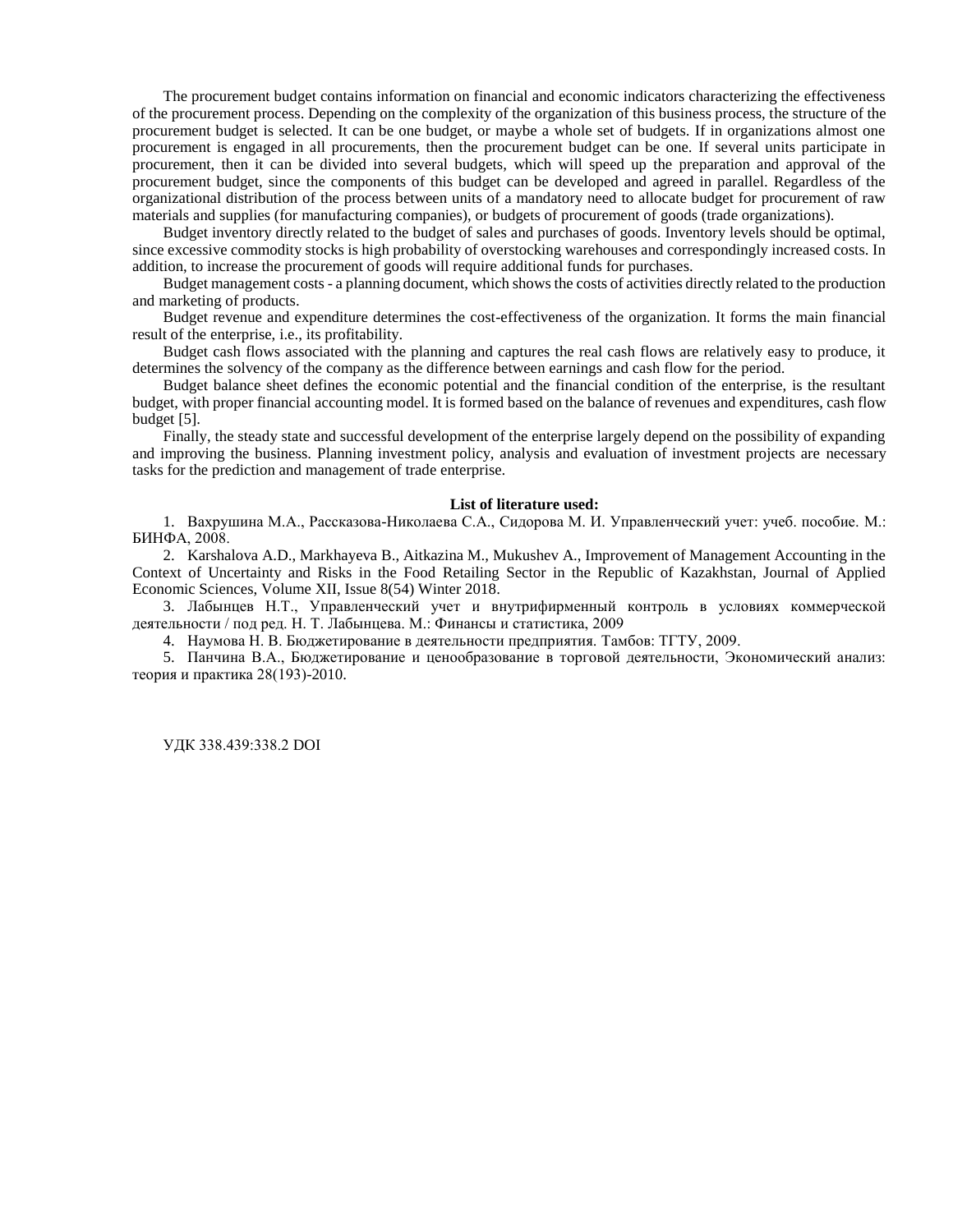The procurement budget contains information on financial and economic indicators characterizing the effectiveness of the procurement process. Depending on the complexity of the organization of this business process, the structure of the procurement budget is selected. It can be one budget, or maybe a whole set of budgets. If in organizations almost one procurement is engaged in all procurements, then the procurement budget can be one. If several units participate in procurement, then it can be divided into several budgets, which will speed up the preparation and approval of the procurement budget, since the components of this budget can be developed and agreed in parallel. Regardless of the organizational distribution of the process between units of a mandatory need to allocate budget for procurement of raw materials and supplies (for manufacturing companies), or budgets of procurement of goods (trade organizations).

Budget inventory directly related to the budget of sales and purchases of goods. Inventory levels should be optimal, since excessive commodity stocks is high probability of overstocking warehouses and correspondingly increased costs. In addition, to increase the procurement of goods will require additional funds for purchases.

Budget management costs - a planning document, which shows the costs of activities directly related to the production and marketing of products.

Budget revenue and expenditure determines the cost-effectiveness of the organization. It forms the main financial result of the enterprise, i.e., its profitability.

Budget cash flows associated with the planning and captures the real cash flows are relatively easy to produce, it determines the solvency of the company as the difference between earnings and cash flow for the period.

Budget balance sheet defines the economic potential and the financial condition of the enterprise, is the resultant budget, with proper financial accounting model. It is formed based on the balance of revenues and expenditures, cash flow budget [5].

Finally, the steady state and successful development of the enterprise largely depend on the possibility of expanding and improving the business. Planning investment policy, analysis and evaluation of investment projects are necessary tasks for the prediction and management of trade enterprise.

**List of literature used:**

1. Вахрушина М.А., Рассказова-Николаева С.А., Сидорова М. И. Управленческий учет: учеб. пособие. М.: БИНФА, 2008.
2. Karshalova A.D., Markhayeva B., Aitkazina M., Mukushev A., Improvement of Management Accounting in the Context of Uncertainty and Risks in the Food Retailing Sector in the Republic of Kazakhstan, Journal of Applied Economic Sciences, Volume XII, Issue 8(54) Winter 2018.
3. Лабынцев Н.Т., Управленческий учет и внутрифирменный контроль в условиях коммерческой деятельности / под ред. Н. Т. Лабынцева. М.: Финансы и статистика, 2009
4. Наумова Н. В. Бюджетирование в деятельности предприятия. Тамбов: ТГТУ, 2009.
5. Панчина В.А., Бюджетирование и ценообразование в торговой деятельности, Экономический анализ: теория и практика 28(193)-2010.

УДК 338.439:338.2 DOI